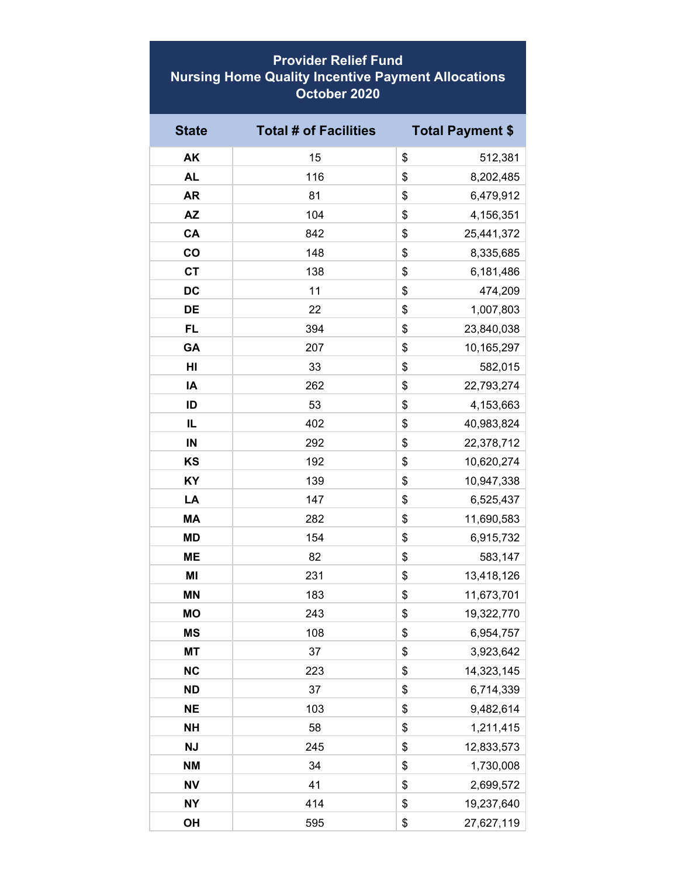# Provider Relief Fund
## Nursing Home Quality Incentive Payment Allocations
## October 2020

| State | Total # of Facilities | Total Payment $ |
|---|---|---|
| AK | 15 | $ 512,381 |
| AL | 116 | $ 8,202,485 |
| AR | 81 | $ 6,479,912 |
| AZ | 104 | $ 4,156,351 |
| CA | 842 | $ 25,441,372 |
| CO | 148 | $ 8,335,685 |
| CT | 138 | $ 6,181,486 |
| DC | 11 | $ 474,209 |
| DE | 22 | $ 1,007,803 |
| FL | 394 | $ 23,840,038 |
| GA | 207 | $ 10,165,297 |
| HI | 33 | $ 582,015 |
| IA | 262 | $ 22,793,274 |
| ID | 53 | $ 4,153,663 |
| IL | 402 | $ 40,983,824 |
| IN | 292 | $ 22,378,712 |
| KS | 192 | $ 10,620,274 |
| KY | 139 | $ 10,947,338 |
| LA | 147 | $ 6,525,437 |
| MA | 282 | $ 11,690,583 |
| MD | 154 | $ 6,915,732 |
| ME | 82 | $ 583,147 |
| MI | 231 | $ 13,418,126 |
| MN | 183 | $ 11,673,701 |
| MO | 243 | $ 19,322,770 |
| MS | 108 | $ 6,954,757 |
| MT | 37 | $ 3,923,642 |
| NC | 223 | $ 14,323,145 |
| ND | 37 | $ 6,714,339 |
| NE | 103 | $ 9,482,614 |
| NH | 58 | $ 1,211,415 |
| NJ | 245 | $ 12,833,573 |
| NM | 34 | $ 1,730,008 |
| NV | 41 | $ 2,699,572 |
| NY | 414 | $ 19,237,640 |
| OH | 595 | $ 27,627,119 |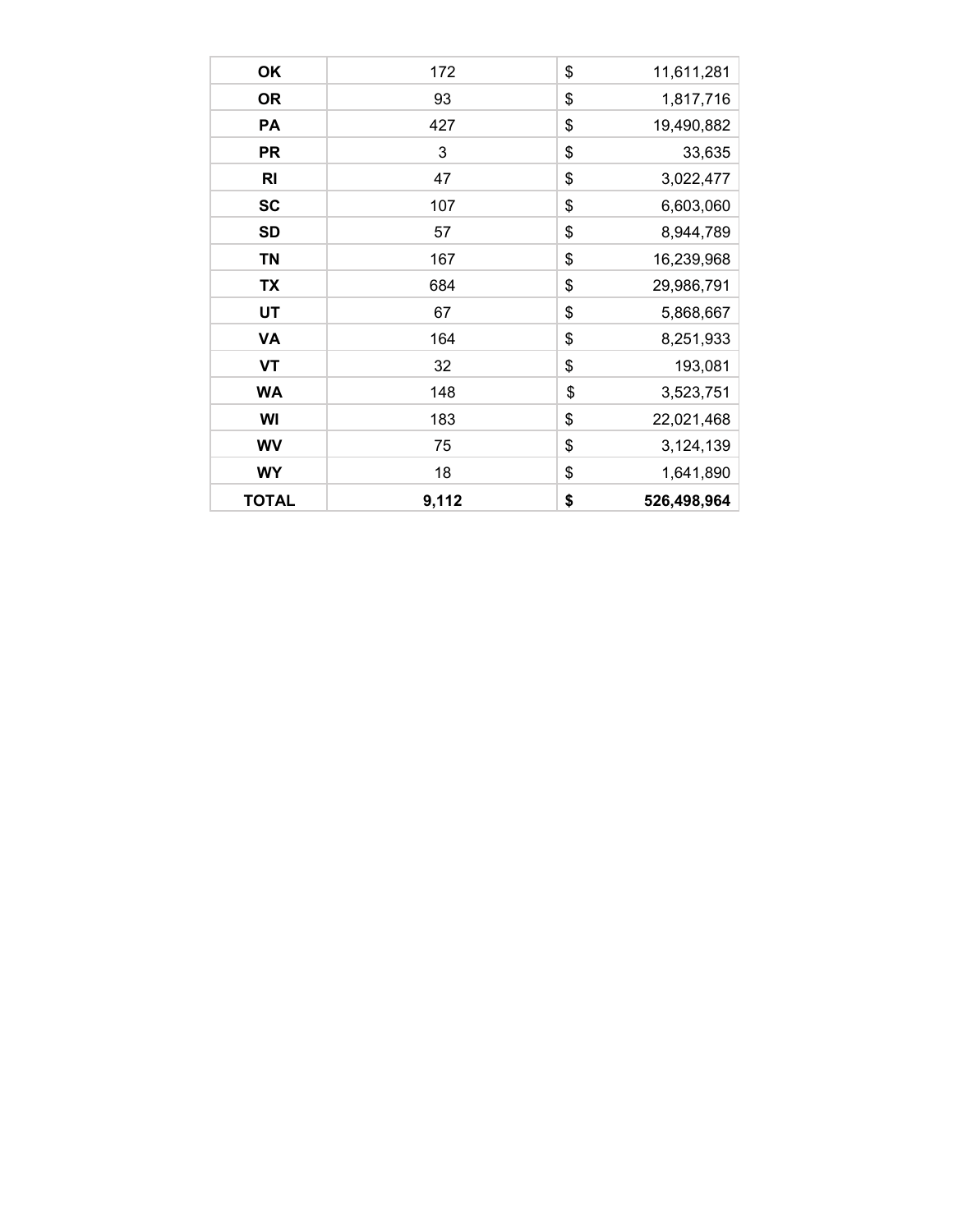| | | | |
|---|---|---|---|
| **OK** | 172 | $ | 11,611,281 |
| **OR** | 93 | $ | 1,817,716 |
| **PA** | 427 | $ | 19,490,882 |
| **PR** | 3 | $ | 33,635 |
| **RI** | 47 | $ | 3,022,477 |
| **SC** | 107 | $ | 6,603,060 |
| **SD** | 57 | $ | 8,944,789 |
| **TN** | 167 | $ | 16,239,968 |
| **TX** | 684 | $ | 29,986,791 |
| **UT** | 67 | $ | 5,868,667 |
| **VA** | 164 | $ | 8,251,933 |
| **VT** | 32 | $ | 193,081 |
| **WA** | 148 | $ | 3,523,751 |
| **WI** | 183 | $ | 22,021,468 |
| **WV** | 75 | $ | 3,124,139 |
| **WY** | 18 | $ | 1,641,890 |
| **TOTAL** | **9,112** | **$** | **526,498,964** |